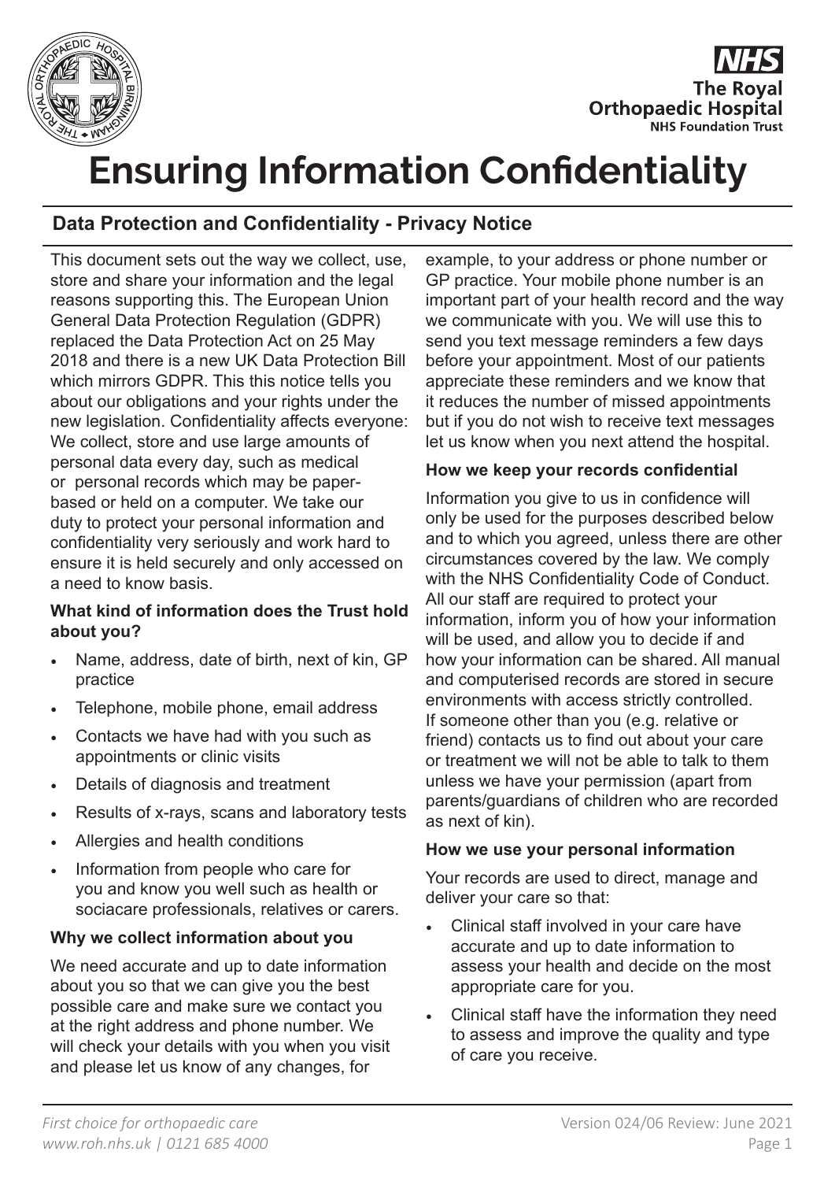# Ensuring Information Confidentiality

## Data Protection and Confidentiality - Privacy Notice

This document sets out the way we collect, use, store and share your information and the legal reasons supporting this. The European Union General Data Protection Regulation (GDPR) replaced the Data Protection Act on 25 May 2018 and there is a new UK Data Protection Bill which mirrors GDPR. This this notice tells you about our obligations and your rights under the new legislation. Confidentiality affects everyone: We collect, store and use large amounts of personal data every day, such as medical or personal records which may be paper-based or held on a computer. We take our duty to protect your personal information and confidentiality very seriously and work hard to ensure it is held securely and only accessed on a need to know basis.

### What kind of information does the Trust hold about you?

- Name, address, date of birth, next of kin, GP practice
- Telephone, mobile phone, email address
- Contacts we have had with you such as appointments or clinic visits
- Details of diagnosis and treatment
- Results of x-rays, scans and laboratory tests
- Allergies and health conditions
- Information from people who care for you and know you well such as health or sociacare professionals, relatives or carers.

### Why we collect information about you

We need accurate and up to date information about you so that we can give you the best possible care and make sure we contact you at the right address and phone number. We will check your details with you when you visit and please let us know of any changes, for example, to your address or phone number or GP practice. Your mobile phone number is an important part of your health record and the way we communicate with you. We will use this to send you text message reminders a few days before your appointment. Most of our patients appreciate these reminders and we know that it reduces the number of missed appointments but if you do not wish to receive text messages let us know when you next attend the hospital.

### How we keep your records confidential

Information you give to us in confidence will only be used for the purposes described below and to which you agreed, unless there are other circumstances covered by the law. We comply with the NHS Confidentiality Code of Conduct. All our staff are required to protect your information, inform you of how your information will be used, and allow you to decide if and how your information can be shared. All manual and computerised records are stored in secure environments with access strictly controlled. If someone other than you (e.g. relative or friend) contacts us to find out about your care or treatment we will not be able to talk to them unless we have your permission (apart from parents/guardians of children who are recorded as next of kin).

### How we use your personal information

Your records are used to direct, manage and deliver your care so that:

- Clinical staff involved in your care have accurate and up to date information to assess your health and decide on the most appropriate care for you.
- Clinical staff have the information they need to assess and improve the quality and type of care you receive.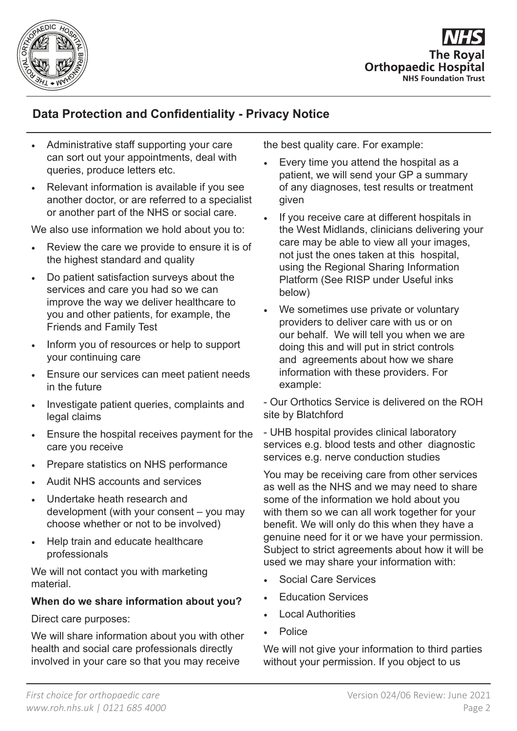## Data Protection and Confidentiality - Privacy Notice

- Administrative staff supporting your care can sort out your appointments, deal with queries, produce letters etc.
- Relevant information is available if you see another doctor, or are referred to a specialist or another part of the NHS or social care.

We also use information we hold about you to:

- Review the care we provide to ensure it is of the highest standard and quality
- Do patient satisfaction surveys about the services and care you had so we can improve the way we deliver healthcare to you and other patients, for example, the Friends and Family Test
- Inform you of resources or help to support your continuing care
- Ensure our services can meet patient needs in the future
- Investigate patient queries, complaints and legal claims
- Ensure the hospital receives payment for the care you receive
- Prepare statistics on NHS performance
- Audit NHS accounts and services
- Undertake heath research and development (with your consent – you may choose whether or not to be involved)
- Help train and educate healthcare professionals

We will not contact you with marketing material.

**When do we share information about you?**

Direct care purposes:

We will share information about you with other health and social care professionals directly involved in your care so that you may receive the best quality care. For example:

- Every time you attend the hospital as a patient, we will send your GP a summary of any diagnoses, test results or treatment given
- If you receive care at different hospitals in the West Midlands, clinicians delivering your care may be able to view all your images, not just the ones taken at this hospital, using the Regional Sharing Information Platform (See RISP under Useful inks below)
- We sometimes use private or voluntary providers to deliver care with us or on our behalf. We will tell you when we are doing this and will put in strict controls and agreements about how we share information with these providers. For example:

- Our Orthotics Service is delivered on the ROH site by Blatchford

- UHB hospital provides clinical laboratory services e.g. blood tests and other diagnostic services e.g. nerve conduction studies

You may be receiving care from other services as well as the NHS and we may need to share some of the information we hold about you with them so we can all work together for your benefit. We will only do this when they have a genuine need for it or we have your permission. Subject to strict agreements about how it will be used we may share your information with:

- Social Care Services
- Education Services
- Local Authorities
- Police

We will not give your information to third parties without your permission. If you object to us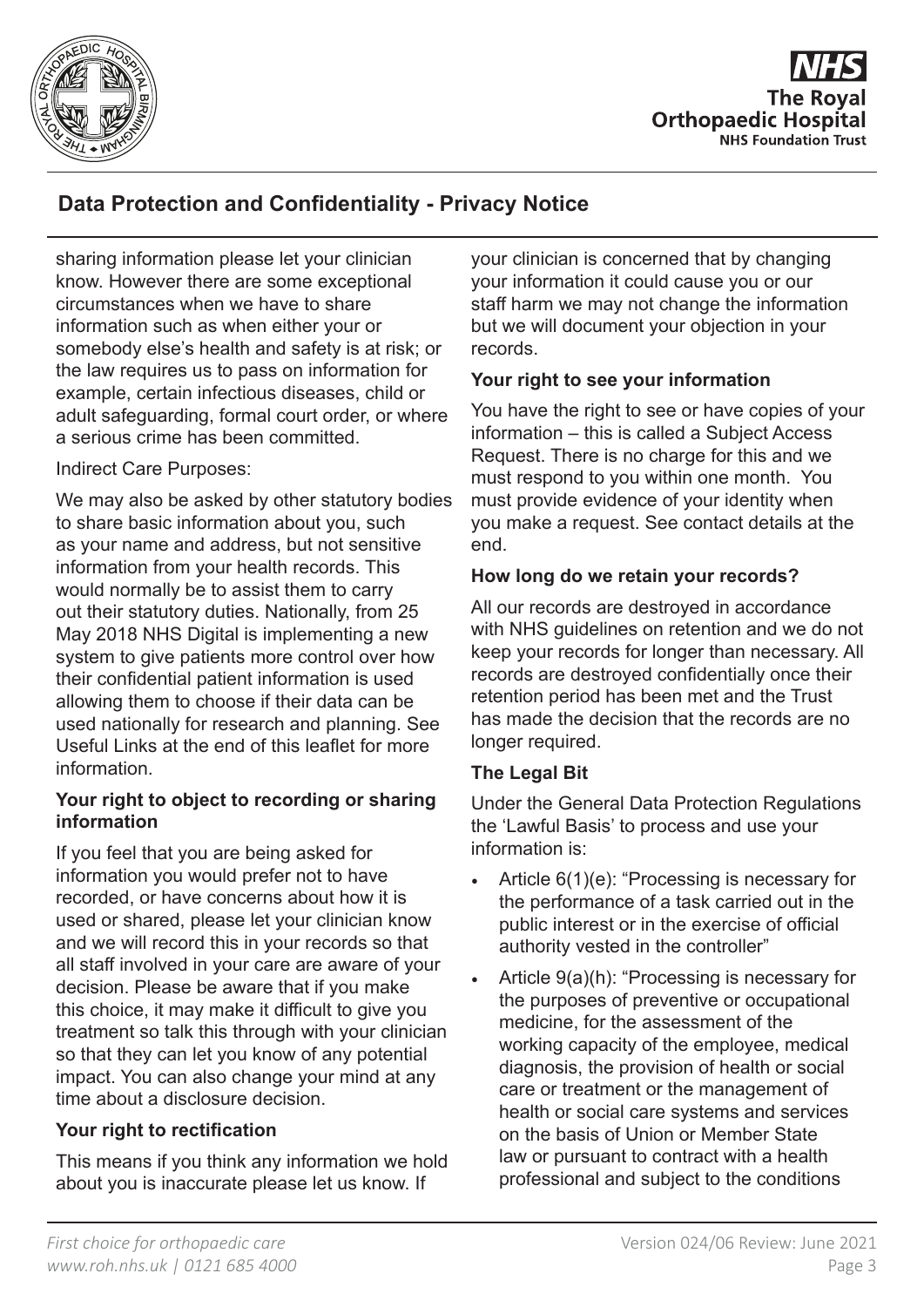sharing information please let your clinician know. However there are some exceptional circumstances when we have to share information such as when either your or somebody else's health and safety is at risk; or the law requires us to pass on information for example, certain infectious diseases, child or adult safeguarding, formal court order, or where a serious crime has been committed.

Indirect Care Purposes:

We may also be asked by other statutory bodies to share basic information about you, such as your name and address, but not sensitive information from your health records. This would normally be to assist them to carry out their statutory duties. Nationally, from 25 May 2018 NHS Digital is implementing a new system to give patients more control over how their confidential patient information is used allowing them to choose if their data can be used nationally for research and planning. See Useful Links at the end of this leaflet for more information.

**Your right to object to recording or sharing information**

If you feel that you are being asked for information you would prefer not to have recorded, or have concerns about how it is used or shared, please let your clinician know and we will record this in your records so that all staff involved in your care are aware of your decision. Please be aware that if you make this choice, it may make it difficult to give you treatment so talk this through with your clinician so that they can let you know of any potential impact. You can also change your mind at any time about a disclosure decision.

**Your right to rectification**

This means if you think any information we hold about you is inaccurate please let us know. If your clinician is concerned that by changing your information it could cause you or our staff harm we may not change the information but we will document your objection in your records.

**Your right to see your information**

You have the right to see or have copies of your information – this is called a Subject Access Request. There is no charge for this and we must respond to you within one month. You must provide evidence of your identity when you make a request. See contact details at the end.

**How long do we retain your records?**

All our records are destroyed in accordance with NHS guidelines on retention and we do not keep your records for longer than necessary. All records are destroyed confidentially once their retention period has been met and the Trust has made the decision that the records are no longer required.

**The Legal Bit**

Under the General Data Protection Regulations the 'Lawful Basis' to process and use your information is:

- Article 6(1)(e): "Processing is necessary for the performance of a task carried out in the public interest or in the exercise of official authority vested in the controller"
- Article 9(a)(h): "Processing is necessary for the purposes of preventive or occupational medicine, for the assessment of the working capacity of the employee, medical diagnosis, the provision of health or social care or treatment or the management of health or social care systems and services on the basis of Union or Member State law or pursuant to contract with a health professional and subject to the conditions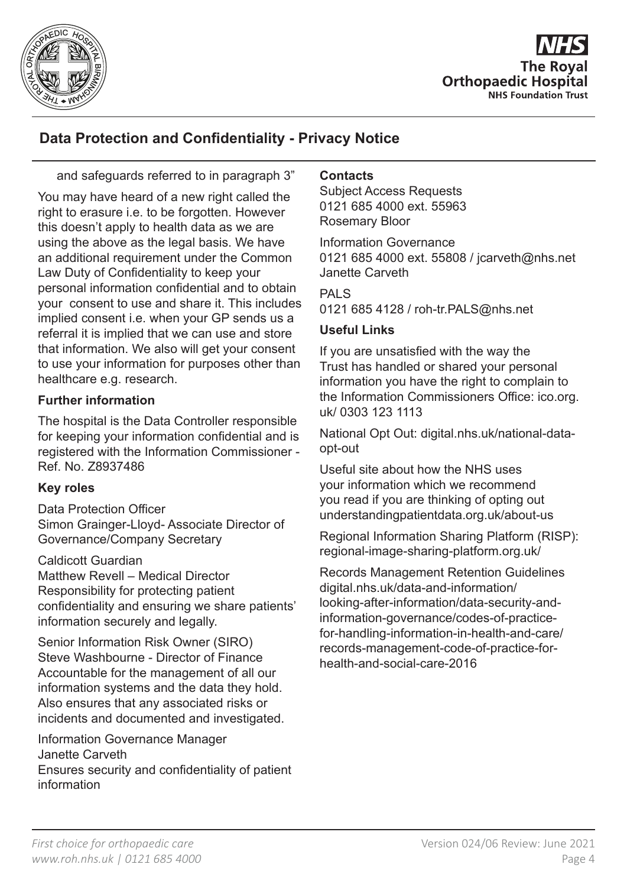and safeguards referred to in paragraph 3"

You may have heard of a new right called the right to erasure i.e. to be forgotten. However this doesn't apply to health data as we are using the above as the legal basis. We have an additional requirement under the Common Law Duty of Confidentiality to keep your personal information confidential and to obtain your consent to use and share it. This includes implied consent i.e. when your GP sends us a referral it is implied that we can use and store that information. We also will get your consent to use your information for purposes other than healthcare e.g. research.

**Further information**

The hospital is the Data Controller responsible for keeping your information confidential and is registered with the Information Commissioner - Ref. No. Z8937486

**Key roles**

Data Protection Officer
Simon Grainger-Lloyd- Associate Director of Governance/Company Secretary

Caldicott Guardian
Matthew Revell – Medical Director
Responsibility for protecting patient confidentiality and ensuring we share patients' information securely and legally.

Senior Information Risk Owner (SIRO)
Steve Washbourne - Director of Finance
Accountable for the management of all our information systems and the data they hold. Also ensures that any associated risks or incidents and documented and investigated.

Information Governance Manager
Janette Carveth
Ensures security and confidentiality of patient information

**Contacts**

Subject Access Requests
0121 685 4000 ext. 55963
Rosemary Bloor

Information Governance
0121 685 4000 ext. 55808 / jcarveth@nhs.net
Janette Carveth

PALS
0121 685 4128 / roh-tr.PALS@nhs.net

**Useful Links**

If you are unsatisfied with the way the Trust has handled or shared your personal information you have the right to complain to the Information Commissioners Office: ico.org.uk/ 0303 123 1113

National Opt Out: digital.nhs.uk/national-data-opt-out

Useful site about how the NHS uses your information which we recommend you read if you are thinking of opting out understandingpatientdata.org.uk/about-us

Regional Information Sharing Platform (RISP): regional-image-sharing-platform.org.uk/

Records Management Retention Guidelines digital.nhs.uk/data-and-information/looking-after-information/data-security-and-information-governance/codes-of-practice-for-handling-information-in-health-and-care/records-management-code-of-practice-for-health-and-social-care-2016